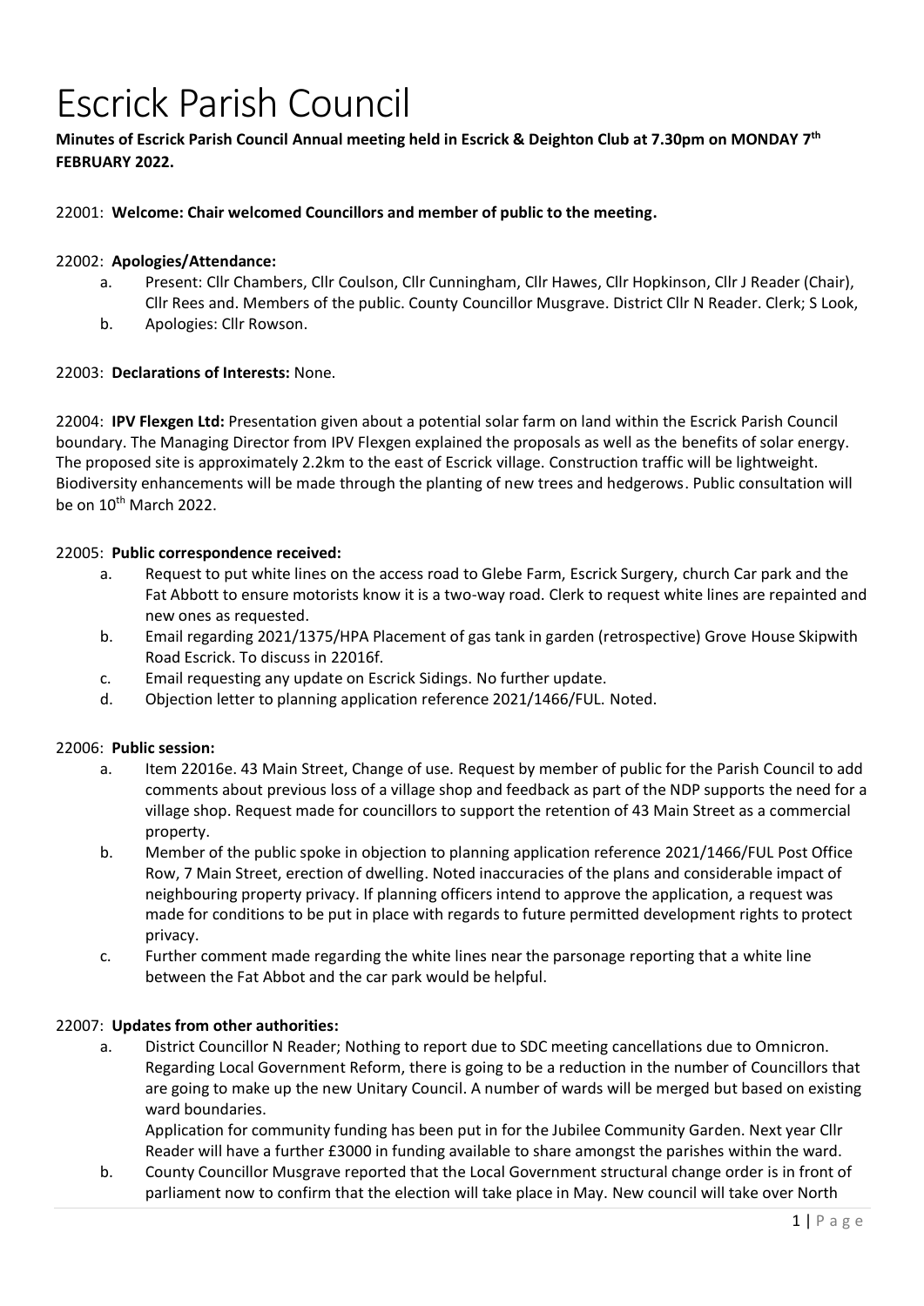# Escrick Parish Council

**Minutes of Escrick Parish Council Annual meeting held in Escrick & Deighton Club at 7.30pm on MONDAY 7th FEBRUARY 2022.**

22001: **Welcome: Chair welcomed Councillors and member of public to the meeting.**

22002: **Apologies/Attendance:**

a. Present: Cllr Chambers, Cllr Coulson, Cllr Cunningham, Cllr Hawes, Cllr Hopkinson, Cllr J Reader (Chair), Cllr Rees and. Members of the public. County Councillor Musgrave. District Cllr N Reader. Clerk; S Look,
b. Apologies: Cllr Rowson.

22003: **Declarations of Interests:** None.

22004: **IPV Flexgen Ltd:** Presentation given about a potential solar farm on land within the Escrick Parish Council boundary. The Managing Director from IPV Flexgen explained the proposals as well as the benefits of solar energy. The proposed site is approximately 2.2km to the east of Escrick village. Construction traffic will be lightweight. Biodiversity enhancements will be made through the planting of new trees and hedgerows. Public consultation will be on 10th March 2022.

22005: **Public correspondence received:**

a. Request to put white lines on the access road to Glebe Farm, Escrick Surgery, church Car park and the Fat Abbott to ensure motorists know it is a two-way road. Clerk to request white lines are repainted and new ones as requested.
b. Email regarding 2021/1375/HPA Placement of gas tank in garden (retrospective) Grove House Skipwith Road Escrick. To discuss in 22016f.
c. Email requesting any update on Escrick Sidings. No further update.
d. Objection letter to planning application reference 2021/1466/FUL. Noted.

22006: **Public session:**

a. Item 22016e. 43 Main Street, Change of use. Request by member of public for the Parish Council to add comments about previous loss of a village shop and feedback as part of the NDP supports the need for a village shop. Request made for councillors to support the retention of 43 Main Street as a commercial property.
b. Member of the public spoke in objection to planning application reference 2021/1466/FUL Post Office Row, 7 Main Street, erection of dwelling. Noted inaccuracies of the plans and considerable impact of neighbouring property privacy. If planning officers intend to approve the application, a request was made for conditions to be put in place with regards to future permitted development rights to protect privacy.
c. Further comment made regarding the white lines near the parsonage reporting that a white line between the Fat Abbot and the car park would be helpful.

22007: **Updates from other authorities:**

a. District Councillor N Reader; Nothing to report due to SDC meeting cancellations due to Omnicron. Regarding Local Government Reform, there is going to be a reduction in the number of Councillors that are going to make up the new Unitary Council. A number of wards will be merged but based on existing ward boundaries.

   Application for community funding has been put in for the Jubilee Community Garden. Next year Cllr Reader will have a further £3000 in funding available to share amongst the parishes within the ward.
b. County Councillor Musgrave reported that the Local Government structural change order is in front of parliament now to confirm that the election will take place in May. New council will take over North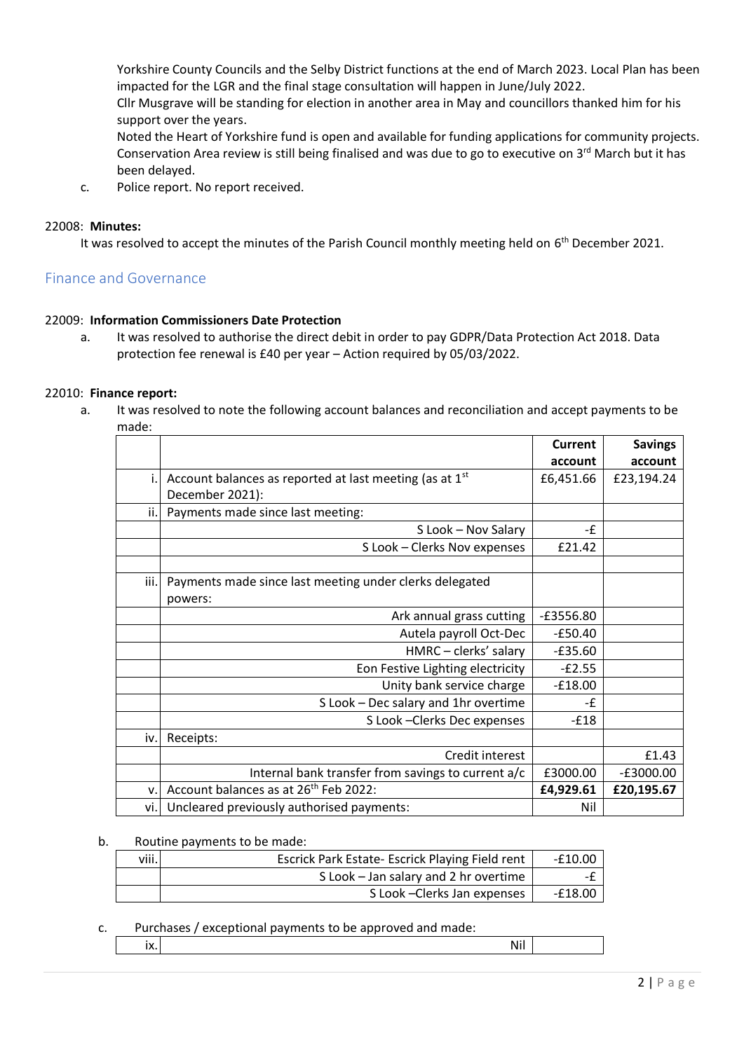Yorkshire County Councils and the Selby District functions at the end of March 2023. Local Plan has been impacted for the LGR and the final stage consultation will happen in June/July 2022.
Cllr Musgrave will be standing for election in another area in May and councillors thanked him for his support over the years.
Noted the Heart of Yorkshire fund is open and available for funding applications for community projects. Conservation Area review is still being finalised and was due to go to executive on 3rd March but it has been delayed.

c. Police report. No report received.

22008: **Minutes:**

It was resolved to accept the minutes of the Parish Council monthly meeting held on 6th December 2021.

## Finance and Governance

22009: **Information Commissioners Date Protection**

a. It was resolved to authorise the direct debit in order to pay GDPR/Data Protection Act 2018. Data protection fee renewal is £40 per year – Action required by 05/03/2022.

22010: **Finance report:**

a. It was resolved to note the following account balances and reconciliation and accept payments to be made:

| | | **Current account** | **Savings account** |
|---|---|---|---|
| i. | Account balances as reported at last meeting (as at 1st December 2021): | £6,451.66 | £23,194.24 |
| ii. | Payments made since last meeting: | | |
| | S Look – Nov Salary | -£ | |
| | S Look – Clerks Nov expenses | £21.42 | |
| | | | |
| iii. | Payments made since last meeting under clerks delegated powers: | | |
| | Ark annual grass cutting | -£3556.80 | |
| | Autela payroll Oct-Dec | -£50.40 | |
| | HMRC – clerks' salary | -£35.60 | |
| | Eon Festive Lighting electricity | -£2.55 | |
| | Unity bank service charge | -£18.00 | |
| | S Look – Dec salary and 1hr overtime | -£ | |
| | S Look –Clerks Dec expenses | -£18 | |
| iv. | Receipts: | | |
| | Credit interest | | £1.43 |
| | Internal bank transfer from savings to current a/c | £3000.00 | -£3000.00 |
| v. | Account balances as at 26th Feb 2022: | **£4,929.61** | **£20,195.67** |
| vi. | Uncleared previously authorised payments: | Nil | |

b. Routine payments to be made:

| | | |
|---|---|---|
| viii. | Escrick Park Estate- Escrick Playing Field rent | -£10.00 |
| | S Look – Jan salary and 2 hr overtime | -£ |
| | S Look –Clerks Jan expenses | -£18.00 |

c. Purchases / exceptional payments to be approved and made:

| | | |
|---|---|---|
| ix. | Nil | |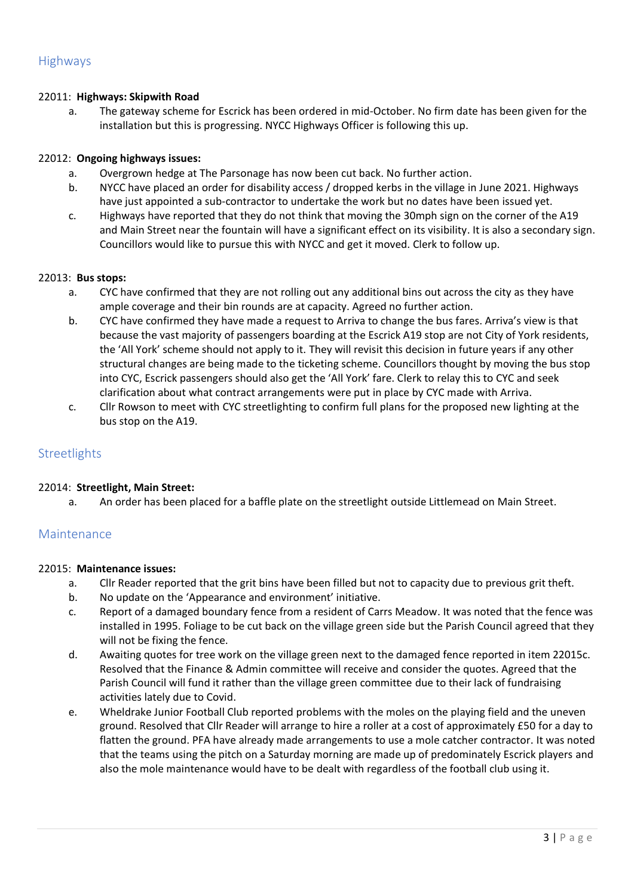## Highways

22011: **Highways: Skipwith Road**

a. The gateway scheme for Escrick has been ordered in mid-October. No firm date has been given for the installation but this is progressing. NYCC Highways Officer is following this up.

22012: **Ongoing highways issues:**

a. Overgrown hedge at The Parsonage has now been cut back. No further action.
b. NYCC have placed an order for disability access / dropped kerbs in the village in June 2021. Highways have just appointed a sub-contractor to undertake the work but no dates have been issued yet.
c. Highways have reported that they do not think that moving the 30mph sign on the corner of the A19 and Main Street near the fountain will have a significant effect on its visibility. It is also a secondary sign. Councillors would like to pursue this with NYCC and get it moved. Clerk to follow up.

22013: **Bus stops:**

a. CYC have confirmed that they are not rolling out any additional bins out across the city as they have ample coverage and their bin rounds are at capacity. Agreed no further action.
b. CYC have confirmed they have made a request to Arriva to change the bus fares. Arriva's view is that because the vast majority of passengers boarding at the Escrick A19 stop are not City of York residents, the 'All York' scheme should not apply to it. They will revisit this decision in future years if any other structural changes are being made to the ticketing scheme. Councillors thought by moving the bus stop into CYC, Escrick passengers should also get the 'All York' fare. Clerk to relay this to CYC and seek clarification about what contract arrangements were put in place by CYC made with Arriva.
c. Cllr Rowson to meet with CYC streetlighting to confirm full plans for the proposed new lighting at the bus stop on the A19.

## Streetlights

22014: **Streetlight, Main Street:**

a. An order has been placed for a baffle plate on the streetlight outside Littlemead on Main Street.

## Maintenance

22015: **Maintenance issues:**

a. Cllr Reader reported that the grit bins have been filled but not to capacity due to previous grit theft.
b. No update on the 'Appearance and environment' initiative.
c. Report of a damaged boundary fence from a resident of Carrs Meadow. It was noted that the fence was installed in 1995. Foliage to be cut back on the village green side but the Parish Council agreed that they will not be fixing the fence.
d. Awaiting quotes for tree work on the village green next to the damaged fence reported in item 22015c. Resolved that the Finance & Admin committee will receive and consider the quotes. Agreed that the Parish Council will fund it rather than the village green committee due to their lack of fundraising activities lately due to Covid.
e. Wheldrake Junior Football Club reported problems with the moles on the playing field and the uneven ground. Resolved that Cllr Reader will arrange to hire a roller at a cost of approximately £50 for a day to flatten the ground. PFA have already made arrangements to use a mole catcher contractor. It was noted that the teams using the pitch on a Saturday morning are made up of predominately Escrick players and also the mole maintenance would have to be dealt with regardless of the football club using it.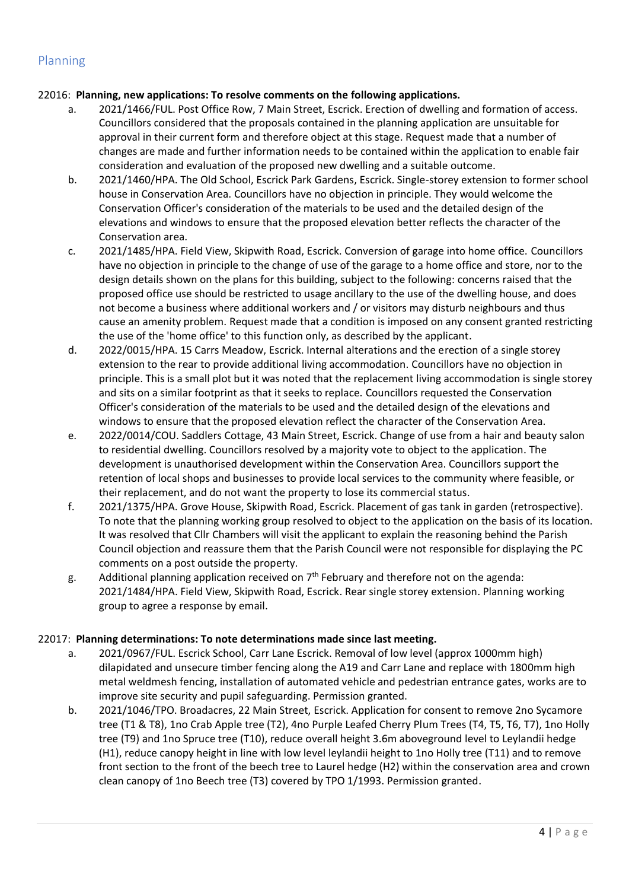## Planning

22016: **Planning, new applications: To resolve comments on the following applications.**

a. 2021/1466/FUL. Post Office Row, 7 Main Street, Escrick. Erection of dwelling and formation of access. Councillors considered that the proposals contained in the planning application are unsuitable for approval in their current form and therefore object at this stage. Request made that a number of changes are made and further information needs to be contained within the application to enable fair consideration and evaluation of the proposed new dwelling and a suitable outcome.

b. 2021/1460/HPA. The Old School, Escrick Park Gardens, Escrick. Single-storey extension to former school house in Conservation Area. Councillors have no objection in principle. They would welcome the Conservation Officer's consideration of the materials to be used and the detailed design of the elevations and windows to ensure that the proposed elevation better reflects the character of the Conservation area.

c. 2021/1485/HPA. Field View, Skipwith Road, Escrick. Conversion of garage into home office. Councillors have no objection in principle to the change of use of the garage to a home office and store, nor to the design details shown on the plans for this building, subject to the following: concerns raised that the proposed office use should be restricted to usage ancillary to the use of the dwelling house, and does not become a business where additional workers and / or visitors may disturb neighbours and thus cause an amenity problem. Request made that a condition is imposed on any consent granted restricting the use of the 'home office' to this function only, as described by the applicant.

d. 2022/0015/HPA. 15 Carrs Meadow, Escrick. Internal alterations and the erection of a single storey extension to the rear to provide additional living accommodation. Councillors have no objection in principle. This is a small plot but it was noted that the replacement living accommodation is single storey and sits on a similar footprint as that it seeks to replace. Councillors requested the Conservation Officer's consideration of the materials to be used and the detailed design of the elevations and windows to ensure that the proposed elevation reflect the character of the Conservation Area.

e. 2022/0014/COU. Saddlers Cottage, 43 Main Street, Escrick. Change of use from a hair and beauty salon to residential dwelling. Councillors resolved by a majority vote to object to the application. The development is unauthorised development within the Conservation Area. Councillors support the retention of local shops and businesses to provide local services to the community where feasible, or their replacement, and do not want the property to lose its commercial status.

f. 2021/1375/HPA. Grove House, Skipwith Road, Escrick. Placement of gas tank in garden (retrospective). To note that the planning working group resolved to object to the application on the basis of its location. It was resolved that Cllr Chambers will visit the applicant to explain the reasoning behind the Parish Council objection and reassure them that the Parish Council were not responsible for displaying the PC comments on a post outside the property.

g. Additional planning application received on 7th February and therefore not on the agenda: 2021/1484/HPA. Field View, Skipwith Road, Escrick. Rear single storey extension. Planning working group to agree a response by email.

22017: **Planning determinations: To note determinations made since last meeting.**

a. 2021/0967/FUL. Escrick School, Carr Lane Escrick. Removal of low level (approx 1000mm high) dilapidated and unsecure timber fencing along the A19 and Carr Lane and replace with 1800mm high metal weldmesh fencing, installation of automated vehicle and pedestrian entrance gates, works are to improve site security and pupil safeguarding. Permission granted.

b. 2021/1046/TPO. Broadacres, 22 Main Street, Escrick. Application for consent to remove 2no Sycamore tree (T1 & T8), 1no Crab Apple tree (T2), 4no Purple Leafed Cherry Plum Trees (T4, T5, T6, T7), 1no Holly tree (T9) and 1no Spruce tree (T10), reduce overall height 3.6m aboveground level to Leylandii hedge (H1), reduce canopy height in line with low level leylandii height to 1no Holly tree (T11) and to remove front section to the front of the beech tree to Laurel hedge (H2) within the conservation area and crown clean canopy of 1no Beech tree (T3) covered by TPO 1/1993. Permission granted.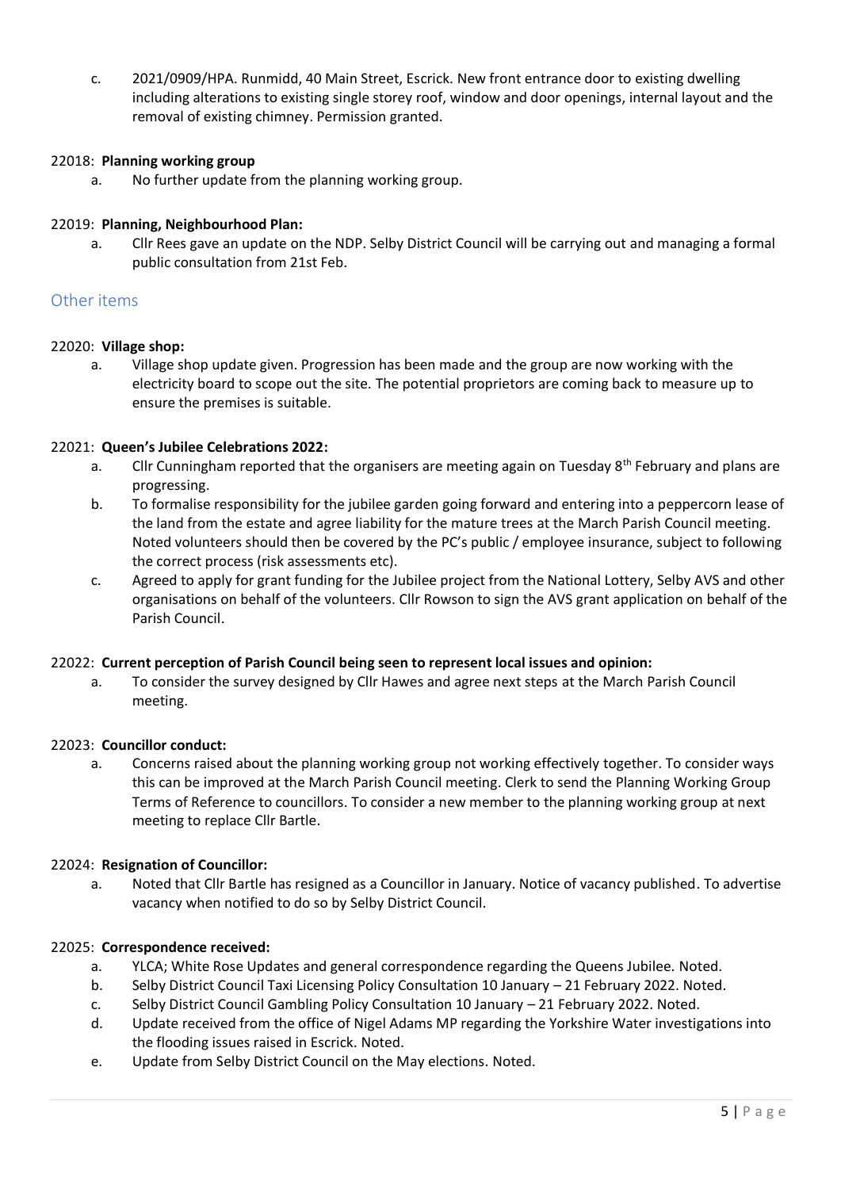c. 2021/0909/HPA. Runmidd, 40 Main Street, Escrick. New front entrance door to existing dwelling including alterations to existing single storey roof, window and door openings, internal layout and the removal of existing chimney. Permission granted.

22018: **Planning working group**

a. No further update from the planning working group.

22019: **Planning, Neighbourhood Plan:**

a. Cllr Rees gave an update on the NDP. Selby District Council will be carrying out and managing a formal public consultation from 21st Feb.

## Other items

22020: **Village shop:**

a. Village shop update given. Progression has been made and the group are now working with the electricity board to scope out the site. The potential proprietors are coming back to measure up to ensure the premises is suitable.

22021: **Queen's Jubilee Celebrations 2022:**

a. Cllr Cunningham reported that the organisers are meeting again on Tuesday 8th February and plans are progressing.

b. To formalise responsibility for the jubilee garden going forward and entering into a peppercorn lease of the land from the estate and agree liability for the mature trees at the March Parish Council meeting. Noted volunteers should then be covered by the PC's public / employee insurance, subject to following the correct process (risk assessments etc).

c. Agreed to apply for grant funding for the Jubilee project from the National Lottery, Selby AVS and other organisations on behalf of the volunteers. Cllr Rowson to sign the AVS grant application on behalf of the Parish Council.

22022: **Current perception of Parish Council being seen to represent local issues and opinion:**

a. To consider the survey designed by Cllr Hawes and agree next steps at the March Parish Council meeting.

22023: **Councillor conduct:**

a. Concerns raised about the planning working group not working effectively together. To consider ways this can be improved at the March Parish Council meeting. Clerk to send the Planning Working Group Terms of Reference to councillors. To consider a new member to the planning working group at next meeting to replace Cllr Bartle.

22024: **Resignation of Councillor:**

a. Noted that Cllr Bartle has resigned as a Councillor in January. Notice of vacancy published. To advertise vacancy when notified to do so by Selby District Council.

22025: **Correspondence received:**

a. YLCA; White Rose Updates and general correspondence regarding the Queens Jubilee. Noted.

b. Selby District Council Taxi Licensing Policy Consultation 10 January – 21 February 2022. Noted.

c. Selby District Council Gambling Policy Consultation 10 January – 21 February 2022. Noted.

d. Update received from the office of Nigel Adams MP regarding the Yorkshire Water investigations into the flooding issues raised in Escrick. Noted.

e. Update from Selby District Council on the May elections. Noted.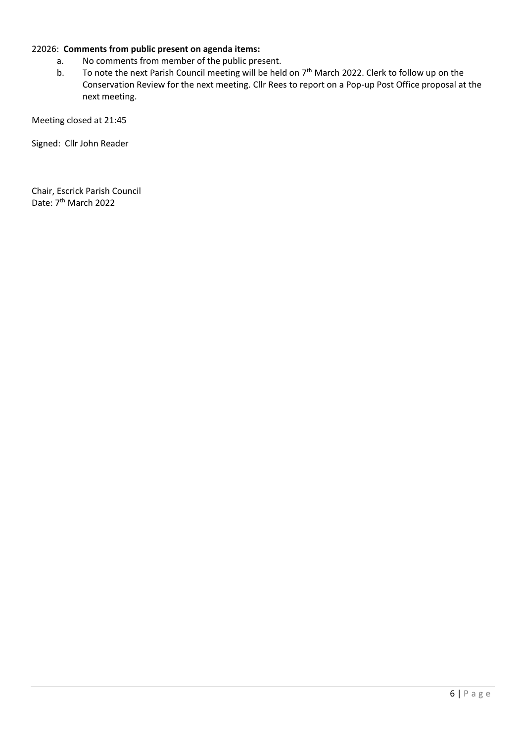22026: **Comments from public present on agenda items:**

a. No comments from member of the public present.

b. To note the next Parish Council meeting will be held on 7th March 2022. Clerk to follow up on the Conservation Review for the next meeting. Cllr Rees to report on a Pop-up Post Office proposal at the next meeting.

Meeting closed at 21:45

Signed: Cllr John Reader

Chair, Escrick Parish Council
Date: 7th March 2022